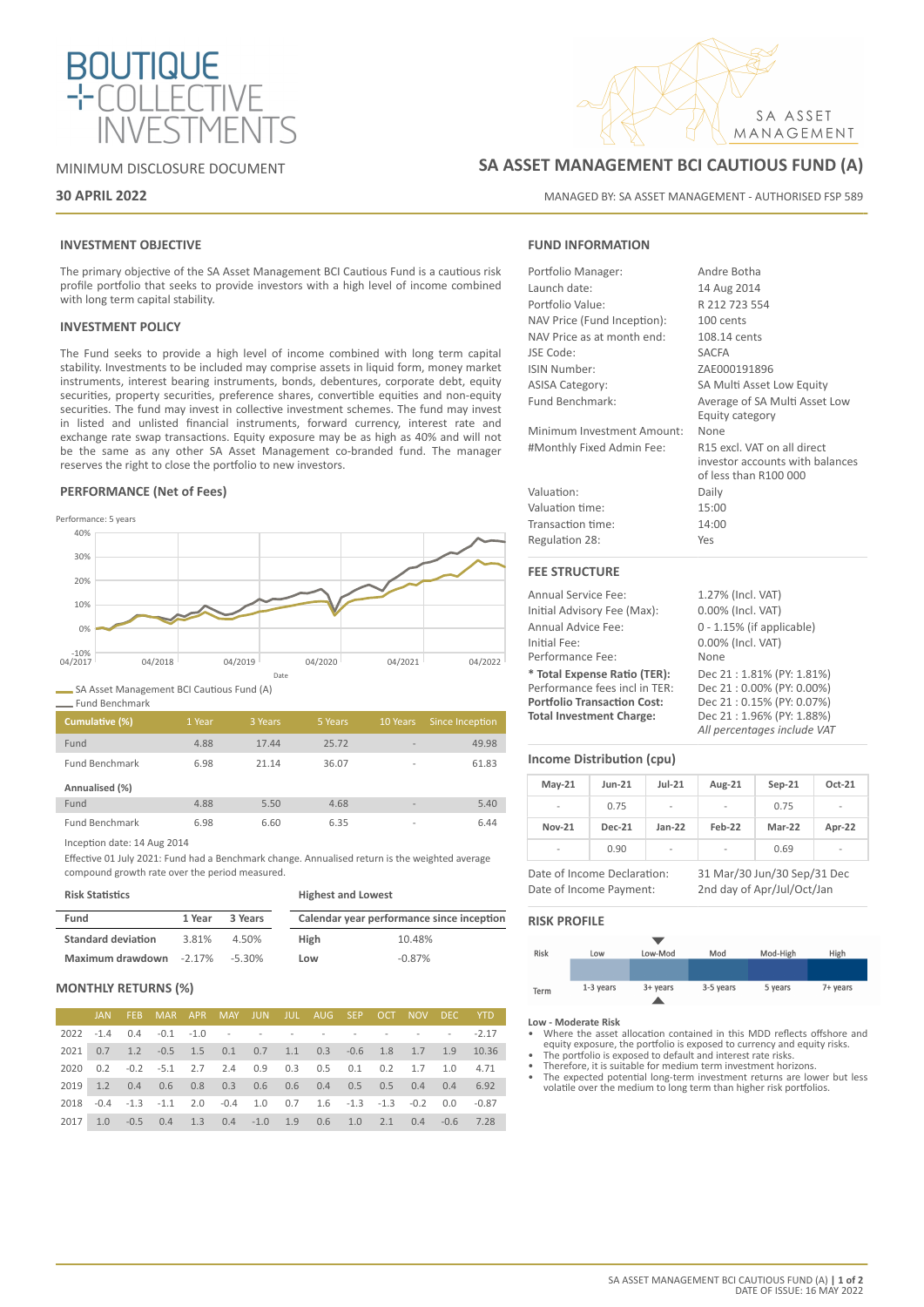# BOUTIQUE COLLECTIVE INVESTMENTS

SA ASSET MANAGEMENT

MINIMUM DISCLOSURE DOCUMENT

**30 APRIL 2022**

## SA ASSET MANAGEMENT BCI CAUTIOUS FUND (A)

MANAGED BY: SA ASSET MANAGEMENT - AUTHORISED FSP 589

### INVESTMENT OBJECTIVE

The primary objective of the SA Asset Management BCI Cautious Fund is a cautious risk profile portfolio that seeks to provide investors with a high level of income combined with long term capital stability.

### INVESTMENT POLICY

The Fund seeks to provide a high level of income combined with long term capital stability. Investments to be included may comprise assets in liquid form, money market instruments, interest bearing instruments, bonds, debentures, corporate debt, equity securities, property securities, preference shares, convertible equities and non-equity securities. The fund may invest in collective investment schemes. The fund may invest in listed and unlisted financial instruments, forward currency, interest rate and exchange rate swap transactions. Equity exposure may be as high as 40% and will not be the same as any other SA Asset Management co-branded fund. The manager reserves the right to close the portfolio to new investors.

### PERFORMANCE (Net of Fees)

Performance: 5 years

40%
30%
20%
10%
0%
-10%
04/2017 04/2018 04/2019 04/2020 04/2021 04/2022
Date

SA Asset Management BCI Cautious Fund (A)
Fund Benchmark

| Cumulative (%) | 1 Year | 3 Years | 5 Years | 10 Years | Since Inception |
|---|---|---|---|---|---|
| Fund | 4.88 | 17.44 | 25.72 | - | 49.98 |
| Fund Benchmark | 6.98 | 21.14 | 36.07 | - | 61.83 |
| **Annualised (%)** | | | | | |
| Fund | 4.88 | 5.50 | 4.68 | - | 5.40 |
| Fund Benchmark | 6.98 | 6.60 | 6.35 | - | 6.44 |

Inception date: 14 Aug 2014

Effective 01 July 2021: Fund had a Benchmark change. Annualised return is the weighted average compound growth rate over the period measured.

**Risk Statistics**

| Fund | 1 Year | 3 Years |
|---|---|---|
| **Standard deviation** | 3.81% | 4.50% |
| **Maximum drawdown** | -2.17% | -5.30% |

**Highest and Lowest**

| Calendar year performance since inception | |
|---|---|
| **High** | 10.48% |
| **Low** | -0.87% |

### MONTHLY RETURNS (%)

| | JAN | FEB | MAR | APR | MAY | JUN | JUL | AUG | SEP | OCT | NOV | DEC | YTD |
|---|---|---|---|---|---|---|---|---|---|---|---|---|---|
| 2022 | -1.4 | 0.4 | -0.1 | -1.0 | - | - | - | - | - | - | - | - | -2.17 |
| 2021 | 0.7 | 1.2 | -0.5 | 1.5 | 0.1 | 0.7 | 1.1 | 0.3 | -0.6 | 1.8 | 1.7 | 1.9 | 10.36 |
| 2020 | 0.2 | -0.2 | -5.1 | 2.7 | 2.4 | 0.9 | 0.3 | 0.5 | 0.1 | 0.2 | 1.7 | 1.0 | 4.71 |
| 2019 | 1.2 | 0.4 | 0.6 | 0.8 | 0.3 | 0.6 | 0.6 | 0.4 | 0.5 | 0.5 | 0.4 | 0.4 | 6.92 |
| 2018 | -0.4 | -1.3 | -1.1 | 2.0 | -0.4 | 1.0 | 0.7 | 1.6 | -1.3 | -1.3 | -0.2 | 0.0 | -0.87 |
| 2017 | 1.0 | -0.5 | 0.4 | 1.3 | 0.4 | -1.0 | 1.9 | 0.6 | 1.0 | 2.1 | 0.4 | -0.6 | 7.28 |

### FUND INFORMATION

| | |
|---|---|
| Portfolio Manager: | Andre Botha |
| Launch date: | 14 Aug 2014 |
| Portfolio Value: | R 212 723 554 |
| NAV Price (Fund Inception): | 100 cents |
| NAV Price as at month end: | 108.14 cents |
| JSE Code: | SACFA |
| ISIN Number: | ZAE000191896 |
| ASISA Category: | SA Multi Asset Low Equity |
| Fund Benchmark: | Average of SA Multi Asset Low Equity category |
| Minimum Investment Amount: | None |
| #Monthly Fixed Admin Fee: | R15 excl. VAT on all direct investor accounts with balances of less than R100 000 |
| Valuation: | Daily |
| Valuation time: | 15:00 |
| Transaction time: | 14:00 |
| Regulation 28: | Yes |

### FEE STRUCTURE

| | |
|---|---|
| Annual Service Fee: | 1.27% (Incl. VAT) |
| Initial Advisory Fee (Max): | 0.00% (Incl. VAT) |
| Annual Advice Fee: | 0 - 1.15% (if applicable) |
| Initial Fee: | 0.00% (Incl. VAT) |
| Performance Fee: | None |
| **\* Total Expense Ratio (TER):** | Dec 21 : 1.81% (PY: 1.81%) |
| Performance fees incl in TER: | Dec 21 : 0.00% (PY: 0.00%) |
| **Portfolio Transaction Cost:** | Dec 21 : 0.15% (PY: 0.07%) |
| **Total Investment Charge:** | Dec 21 : 1.96% (PY: 1.88%) |
| | *All percentages include VAT* |

### Income Distribution (cpu)

| May-21 | Jun-21 | Jul-21 | Aug-21 | Sep-21 | Oct-21 |
|---|---|---|---|---|---|
| - | 0.75 | - | - | 0.75 | - |
| **Nov-21** | **Dec-21** | **Jan-22** | **Feb-22** | **Mar-22** | **Apr-22** |
| - | 0.90 | - | - | 0.69 | - |

| | |
|---|---|
| Date of Income Declaration: | 31 Mar/30 Jun/30 Sep/31 Dec |
| Date of Income Payment: | 2nd day of Apr/Jul/Oct/Jan |

### RISK PROFILE

| Risk | Low | Low-Mod | Mod | Mod-High | High |
|---|---|---|---|---|---|
| Term | 1-3 years | 3+ years | 3-5 years | 5 years | 7+ years |

**Low - Moderate Risk**

- Where the asset allocation contained in this MDD reflects offshore and equity exposure, the portfolio is exposed to currency and equity risks.
- The portfolio is exposed to default and interest rate risks.
- Therefore, it is suitable for medium term investment horizons.
- The expected potential long-term investment returns are lower but less volatile over the medium to long term than higher risk portfolios.

SA ASSET MANAGEMENT BCI CAUTIOUS FUND (A)
DATE OF ISSUE: 16 MAY 2022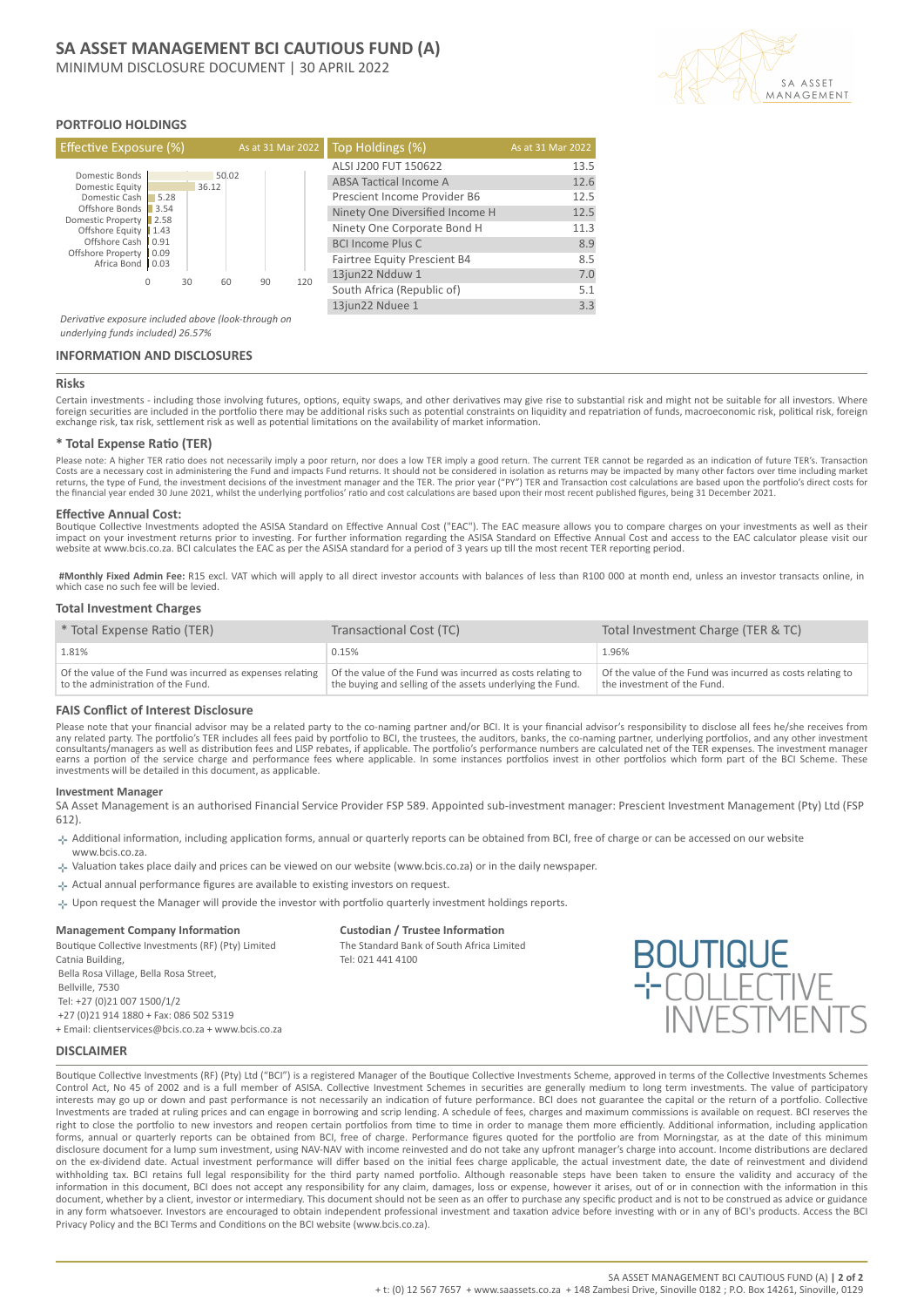# SA ASSET MANAGEMENT BCI CAUTIOUS FUND (A)

MINIMUM DISCLOSURE DOCUMENT | 30 APRIL 2022

## PORTFOLIO HOLDINGS

**Effective Exposure (%)** As at 31 Mar 2022

Domestic Bonds 50.02
Domestic Equity 36.12
Domestic Cash 5.28
Offshore Bonds 3.54
Domestic Property 2.58
Offshore Equity 1.43
Offshore Cash 0.91
Offshore Property 0.09
Africa Bond 0.03

0 30 60 90 120

*Derivative exposure included above (look-through on underlying funds included) 26.57%*

| Top Holdings (%) | As at 31 Mar 2022 |
|---|---|
| ALSI J200 FUT 150622 | 13.5 |
| ABSA Tactical Income A | 12.6 |
| Prescient Income Provider B6 | 12.5 |
| Ninety One Diversified Income H | 12.5 |
| Ninety One Corporate Bond H | 11.3 |
| BCI Income Plus C | 8.9 |
| Fairtree Equity Prescient B4 | 8.5 |
| 13jun22 Ndduw 1 | 7.0 |
| South Africa (Republic of) | 5.1 |
| 13jun22 Nduee 1 | 3.3 |

## INFORMATION AND DISCLOSURES

### Risks

Certain investments - including those involving futures, options, equity swaps, and other derivatives may give rise to substantial risk and might not be suitable for all investors. Where foreign securities are included in the portfolio there may be additional risks such as potential constraints on liquidity and repatriation of funds, macroeconomic risk, political risk, foreign exchange risk, tax risk, settlement risk as well as potential limitations on the availability of market information.

### * Total Expense Ratio (TER)

Please note: A higher TER ratio does not necessarily imply a poor return, nor does a low TER imply a good return. The current TER cannot be regarded as an indication of future TER's. Transaction Costs are a necessary cost in administering the Fund and impacts Fund returns. It should not be considered in isolation as returns may be impacted by many other factors over time including market returns, the type of Fund, the investment decisions of the investment manager and the TER. The prior year ("PY") TER and Transaction cost calculations are based upon the portfolio's direct costs for the financial year ended 30 June 2021, whilst the underlying portfolios' ratio and cost calculations are based upon their most recent published figures, being 31 December 2021.

### Effective Annual Cost:

Boutique Collective Investments adopted the ASISA Standard on Effective Annual Cost ("EAC"). The EAC measure allows you to compare charges on your investments as well as their impact on your investment returns prior to investing. For further information regarding the ASISA Standard on Effective Annual Cost and access to the EAC calculator please visit our website at www.bcis.co.za. BCI calculates the EAC as per the ASISA standard for a period of 3 years up till the most recent TER reporting period.

**#Monthly Fixed Admin Fee:** R15 excl. VAT which will apply to all direct investor accounts with balances of less than R100 000 at month end, unless an investor transacts online, in which case no such fee will be levied.

### Total Investment Charges

| * Total Expense Ratio (TER) | Transactional Cost (TC) | Total Investment Charge (TER & TC) |
|---|---|---|
| 1.81% | 0.15% | 1.96% |
| Of the value of the Fund was incurred as expenses relating to the administration of the Fund. | Of the value of the Fund was incurred as costs relating to the buying and selling of the assets underlying the Fund. | Of the value of the Fund was incurred as costs relating to the investment of the Fund. |

### FAIS Conflict of Interest Disclosure

Please note that your financial advisor may be a related party to the co-naming partner and/or BCI. It is your financial advisor's responsibility to disclose all fees he/she receives from any related party. The portfolio's TER includes all fees paid by portfolio to BCI, the trustees, the auditors, banks, the co-naming partner, underlying portfolios, and any other investment consultants/managers as well as distribution fees and LISP rebates, if applicable. The portfolio's performance numbers are calculated net of the TER expenses. The investment manager earns a portion of the service charge and performance fees where applicable. In some instances portfolios invest in other portfolios which form part of the BCI Scheme. These investments will be detailed in this document, as applicable.

#### Investment Manager

SA Asset Management is an authorised Financial Service Provider FSP 589. Appointed sub-investment manager: Prescient Investment Management (Pty) Ltd (FSP 612).

- Additional information, including application forms, annual or quarterly reports can be obtained from BCI, free of charge or can be accessed on our website www.bcis.co.za.
- Valuation takes place daily and prices can be viewed on our website (www.bcis.co.za) or in the daily newspaper.
- Actual annual performance figures are available to existing investors on request.
- Upon request the Manager will provide the investor with portfolio quarterly investment holdings reports.

#### Management Company Information

Boutique Collective Investments (RF) (Pty) Limited
Catnia Building,
Bella Rosa Village, Bella Rosa Street,
Bellville, 7530
Tel: +27 (0)21 007 1500/1/2
+27 (0)21 914 1880 + Fax: 086 502 5319
+ Email: clientservices@bcis.co.za + www.bcis.co.za

#### Custodian / Trustee Information

The Standard Bank of South Africa Limited
Tel: 021 441 4100

BOUTIQUE COLLECTIVE INVESTMENTS

## DISCLAIMER

Boutique Collective Investments (RF) (Pty) Ltd ("BCI") is a registered Manager of the Boutique Collective Investments Scheme, approved in terms of the Collective Investments Schemes Control Act, No 45 of 2002 and is a full member of ASISA. Collective Investment Schemes in securities are generally medium to long term investments. The value of participatory interests may go up or down and past performance is not necessarily an indication of future performance. BCI does not guarantee the capital or the return of a portfolio. Collective Investments are traded at ruling prices and can engage in borrowing and scrip lending. A schedule of fees, charges and maximum commissions is available on request. BCI reserves the right to close the portfolio to new investors and reopen certain portfolios from time to time in order to manage them more efficiently. Additional information, including application forms, annual or quarterly reports can be obtained from BCI, free of charge. Performance figures quoted for the portfolio are from Morningstar, as at the date of this minimum disclosure document for a lump sum investment, using NAV-NAV with income reinvested and do not take any upfront manager's charge into account. Income distributions are declared on the ex-dividend date. Actual investment performance will differ based on the initial fees charge applicable, the actual investment date, the date of reinvestment and dividend withholding tax. BCI retains full legal responsibility for the third party named portfolio. Although reasonable steps have been taken to ensure the validity and accuracy of the information in this document, BCI does not accept any responsibility for any claim, damages, loss or expense, however it arises, out of or in connection with the information in this document, whether by a client, investor or intermediary. This document should not be seen as an offer to purchase any specific product and is not to be construed as advice or guidance in any form whatsoever. Investors are encouraged to obtain independent professional investment and taxation advice before investing with or in any of BCI's products. Access the BCI Privacy Policy and the BCI Terms and Conditions on the BCI website (www.bcis.co.za).

+ t: (0) 12 567 7657 + www.saassets.co.za + 148 Zambesi Drive, Sinoville 0182 ; P.O. Box 14261, Sinoville, 0129